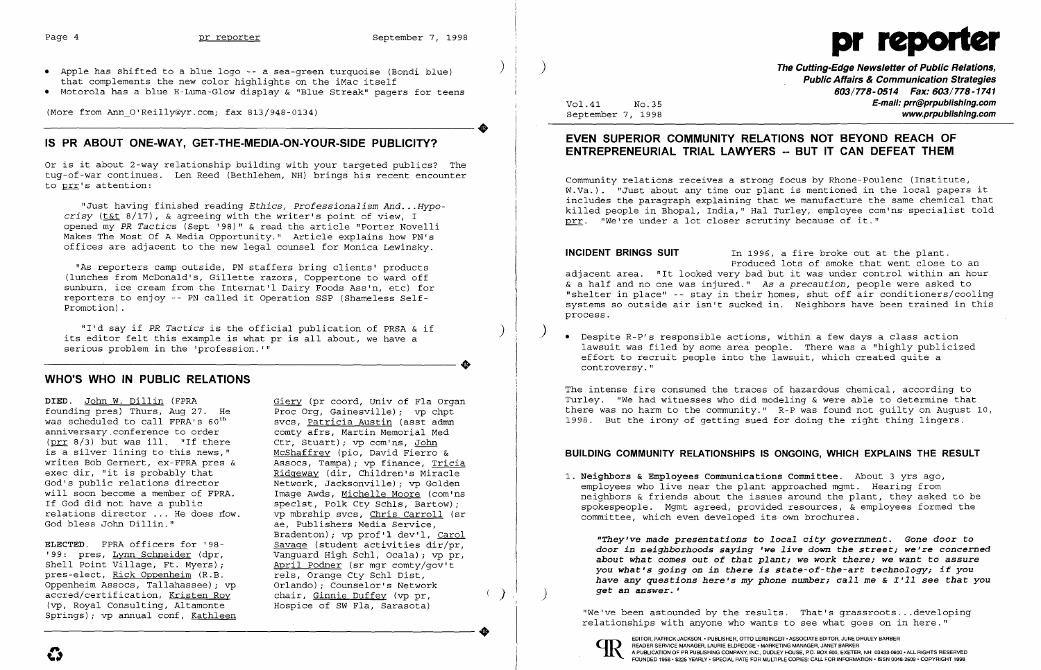- Apple has shifted to a blue logo -- a sea-green turquoise (Bondi blue) that complements the new color highlights on the iMac itself
- Motorola has a blue E-Luma-Glow display & "Blue Streak" pagers for teens

(More from Ann_O'Reilly@yr.com; fax 813/948-0134)

## IS PR ABOUT ONE-WAY, GET-THE-MEDIA-ON-YOUR-SIDE PUBLICITY?

Or is it about 2-way relationship building with your targeted publics? The tug-of-war continues. Len Reed (Bethlehem, NH) brings his recent encounter to prr's attention:

"Just having finished reading *Ethics, Professionalism And...Hypocrisy* (t&t 8/17), & agreeing with the writer's point of view, I opened my *PR Tactics* (Sept '98)" & read the article "Porter Novelli Makes The Most Of A Media Opportunity." Article explains how PN's offices are adjacent to the new legal counsel for Monica Lewinsky.

"As reporters camp outside, PN staffers bring clients' products (lunches from McDonald's, Gillette razors, Coppertone to ward off sunburn, ice cream from the Internat'l Dairy Foods Ass'n, etc) for reporters to enjoy -- PN called it Operation SSP (Shameless Self-Promotion).

"I'd say if *PR Tactics* is the official publication of PRSA & if its editor felt this example is what pr is all about, we have a serious problem in the 'profession.'"

## WHO'S WHO IN PUBLIC RELATIONS

**DIED.** John W. Dillin (FPRA founding pres) Thurs, Aug 27. He was scheduled to call FPRA's 60th anniversary conference to order (prr 8/3) but was ill. "If there is a silver lining to this news," writes Bob Gernert, ex-FPRA pres & exec dir, "it is probably that God's public relations director will soon become a member of FPRA. If God did not have a public relations director ... He does now. God bless John Dillin."

**ELECTED.** FPRA officers for '98-'99: pres, Lynn Schneider (dpr, Shell Point Village, Ft. Myers); pres-elect, Rick Oppenheim (R.B. Oppenheim Assocs, Tallahassee); vp accred/certification, Kristen Roy (vp, Royal Consulting, Altamonte Springs); vp annual conf, Kathleen Giery (pr coord, Univ of Fla Organ Proc Org, Gainesville); vp chpt svcs, Patricia Austin (asst admn comty afrs, Martin Memorial Med Ctr, Stuart); vp com'ns, John McShaffrey (pio, David Fierro & Assocs, Tampa); vp finance, Tricia Ridgeway (dir, Children's Miracle Network, Jacksonville); vp Golden Image Awds, Michelle Moore (com'ns speclst, Polk Cty Schls, Bartow); vp mbrship svcs, Chris Carroll (sr ae, Publishers Media Service, Bradenton); vp prof'l dev'l, Carol Savage (student activities dir/pr, Vanguard High Schl, Ocala); vp pr, April Podner (sr mgr comty/gov't rels, Orange Cty Schl Dist, Orlando); Counselor's Network chair, Ginnie Duffey (vp pr, Hospice of SW Fla, Sarasota)

# pr reporter

**The Cutting-Edge Newsletter of Public Relations, Public Affairs & Communication Strategies**
**603/778-0514 Fax: 603/778-1741**
**E-mail: prr@prpublishing.com**
**www.prpublishing.com**

Vol.41 No.35
September 7, 1998

## EVEN SUPERIOR COMMUNITY RELATIONS NOT BEYOND REACH OF ENTREPRENEURIAL TRIAL LAWYERS -- BUT IT CAN DEFEAT THEM

Community relations receives a strong focus by Rhone-Poulenc (Institute, W.Va.). "Just about any time our plant is mentioned in the local papers it includes the paragraph explaining that we manufacture the same chemical that killed people in Bhopal, India," Hal Turley, employee com'ns specialist told prr. "We're under a lot closer scrutiny because of it."

**INCIDENT BRINGS SUIT** In 1996, a fire broke out at the plant. Produced lots of smoke that went close to an adjacent area. "It looked very bad but it was under control within an hour & a half and no one was injured." *As a precaution,* people were asked to "shelter in place" -- stay in their homes, shut off air conditioners/cooling systems so outside air isn't sucked in. Neighbors have been trained in this process.

- Despite R-P's responsible actions, within a few days a class action lawsuit was filed by some area people. There was a "highly publicized effort to recruit people into the lawsuit, which created quite a controversy."

The intense fire consumed the traces of hazardous chemical, according to Turley. "We had witnesses who did modeling & were able to determine that there was no harm to the community." R-P was found not guilty on August 10, 1998. But the irony of getting sued for doing the right thing lingers.

## BUILDING COMMUNITY RELATIONSHIPS IS ONGOING, WHICH EXPLAINS THE RESULT

1. **Neighbors & Employees Communications Committee.** About 3 yrs ago, employees who live near the plant approached mgmt. Hearing from neighbors & friends about the issues around the plant, they asked to be spokespeople. Mgmt agreed, provided resources, & employees formed the committee, which even developed its own brochures.

***"They've made presentations to local city government. Gone door to door in neighborhoods saying 'we live down the street; we're concerned about what comes out of that plant; we work there; we want to assure you what's going on in there is state-of-the-art technology; if you have any questions here's my phone number; call me & I'll see that you get an answer.'***

"We've been astounded by the results. That's grassroots...developing relationships with anyone who wants to see what goes on in here."

EDITOR, PATRICK JACKSON • PUBLISHER, OTTO LERBINGER • ASSOCIATE EDITOR, JUNE DRULEY BARBER
READER SERVICE MANAGER, LAURIE ELDREDGE • MARKETING MANAGER, JANET BARKER
A PUBLICATION OF PR PUBLISHING COMPANY, INC., DUDLEY HOUSE, P.O. BOX 600, EXETER, NH 03833-0600 • ALL RIGHTS RESERVED
FOUNDED 1958 • $225 YEARLY • SPECIAL RATE FOR MULTIPLE COPIES: CALL FOR INFORMATION • ISSN 0048-2609 • COPYRIGHT 1998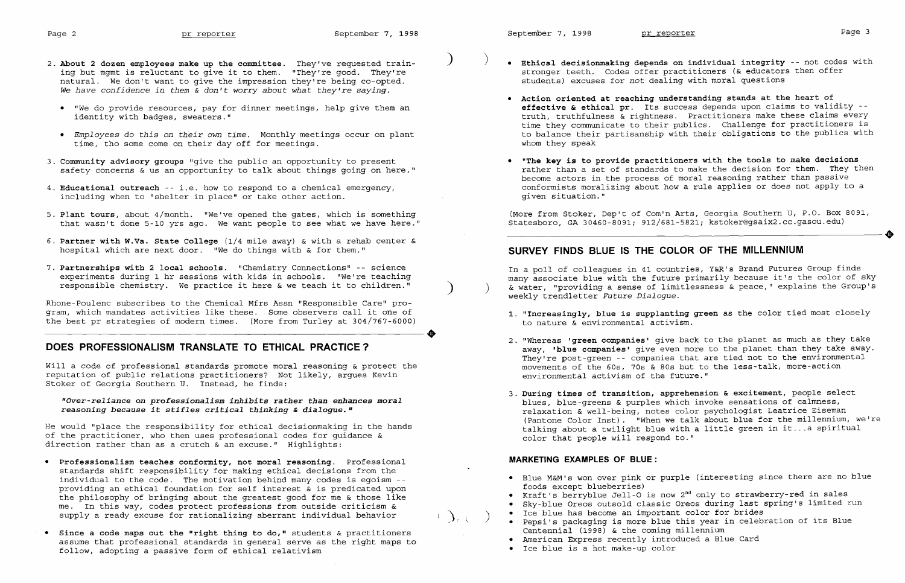2. **About 2 dozen employees make up the committee.** They've requested training but mgmt is reluctant to give it to them. "They're good. They're natural. We don't want to give the impression they're being co-opted. *We have confidence in them & don't worry about what they're saying.*

   - "We do provide resources, pay for dinner meetings, help give them an identity with badges, sweaters."
   - *Employees do this on their own time.* Monthly meetings occur on plant time, tho some come on their day off for meetings.

3. **Community advisory groups** "give the public an opportunity to present safety concerns & us an opportunity to talk about things going on here."

4. **Educational outreach** -- i.e. how to respond to a chemical emergency, including when to "shelter in place" or take other action.

5. **Plant tours**, about 4/month. "We've opened the gates, which is something that wasn't done 5-10 yrs ago. We want people to see what we have here."

6. **Partner with W.Va. State College** (1/4 mile away) & with a rehab center & hospital which are next door. "We do things with & for them."

7. **Partnerships with 2 local schools.** "Chemistry Connections" -- science experiments during 1 hr sessions with kids in schools. "We're teaching responsible chemistry. We practice it here & we teach it to children."

Rhone-Poulenc subscribes to the Chemical Mfrs Assn "Responsible Care" program, which mandates activities like these. Some observers call it one of the best pr strategies of modern times. (More from Turley at 304/767-6000)

## DOES PROFESSIONALISM TRANSLATE TO ETHICAL PRACTICE?

Will a code of professional standards promote moral reasoning & protect the reputation of public relations practitioners? Not likely, argues Kevin Stoker of Georgia Southern U. Instead, he finds:

***"Over-reliance on professionalism inhibits rather than enhances moral reasoning because it stifles critical thinking & dialogue."***

He would "place the responsibility for ethical decisionmaking in the hands of the practitioner, who then uses professional codes for guidance & direction rather than as a crutch & an excuse." Highlights:

- **Professionalism teaches conformity, not moral reasoning.** Professional standards shift responsibility for making ethical decisions from the individual to the code. The motivation behind many codes is egoism -- providing an ethical foundation for self interest & is predicated upon the philosophy of bringing about the greatest good for me & those like me. In this way, codes protect professions from outside criticism & supply a ready excuse for rationalizing aberrant individual behavior
- **Since a code maps out the "right thing to do,"** students & practitioners assume that professional standards in general serve as the right maps to follow, adopting a passive form of ethical relativism
- **Ethical decisionmaking depends on individual integrity** -- not codes with stronger teeth. Codes offer practitioners (& educators then offer students) excuses for *not* dealing with moral questions
- **Action oriented at reaching understanding stands at the heart of effective & ethical pr.** Its success depends upon claims to validity -- truth, truthfulness & rightness. Practitioners make these claims every time they communicate to their publics. Challenge for practitioners is to balance their partisanship with their obligations to the publics with whom they speak
- **"The key is to provide practitioners with the tools to make decisions** rather than a set of standards to make the decision for them. They then become actors in the process of moral reasoning rather than passive conformists moralizing about how a rule applies or does not apply to a given situation."

(More from Stoker, Dep't of Com'n Arts, Georgia Southern U, P.O. Box 8091, Statesboro, GA 30460-8091; 912/681-5821; kstoker@gsaix2.cc.gasou.edu)

## SURVEY FINDS BLUE IS THE COLOR OF THE MILLENNIUM

In a poll of colleagues in 41 countries, Y&R's Brand Futures Group finds many associate blue with the future primarily because it's the color of sky & water, "providing a sense of limitlessness & peace," explains the Group's weekly trendletter *Future Dialogue*.

1. **"Increasingly, blue is supplanting green** as the color tied most closely to nature & environmental activism.

2. "Whereas **'green companies'** give back to the planet as much as they take away, **'blue companies'** give even more to the planet than they take away. They're post-green -- companies that are tied not to the environmental movements of the 60s, 70s & 80s but to the less-talk, more-action environmental activism of the future."

3. **During times of transition, apprehension & excitement**, people select blues, blue-greens & purples which invoke sensations of calmness, relaxation & well-being, notes color psychologist Leatrice Eiseman (Pantone Color Inst). "When we talk about blue for the millennium, we're talking about a twilight blue with a little green in it...a spiritual color that people will respond to."

### MARKETING EXAMPLES OF BLUE:

- Blue M&M's won over pink or purple (interesting since there are no blue foods except blueberries)
- Kraft's berryblue Jell-O is now 2nd only to strawberry-red in sales
- Sky-blue Oreos outsold classic Oreos during last spring's limited run
- Ice blue has become an important color for brides
- Pepsi's packaging is more blue this year in celebration of its Blue Centennial (1998) & the coming millennium
- American Express recently introduced a Blue Card
- Ice blue is a hot make-up color